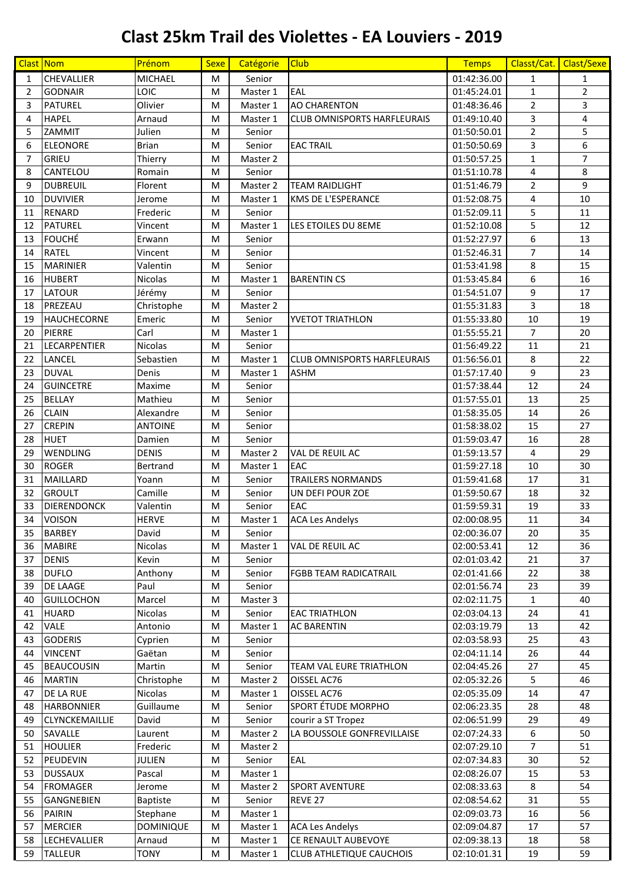# Clast 25km Trail des Violettes - EA Louviers - 2019

| Clast | Nom | Prénom | Sexe | Catégorie | Club | Temps | Classt/Cat. | Clast/Sexe |
|---|---|---|---|---|---|---|---|---|
| 1 | CHEVALLIER | MICHAEL | M | Senior | | 01:42:36.00 | 1 | 1 |
| 2 | GODNAIR | LOIC | M | Master 1 | EAL | 01:45:24.01 | 1 | 2 |
| 3 | PATUREL | Olivier | M | Master 1 | AO CHARENTON | 01:48:36.46 | 2 | 3 |
| 4 | HAPEL | Arnaud | M | Master 1 | CLUB OMNISPORTS HARFLEURAIS | 01:49:10.40 | 3 | 4 |
| 5 | ZAMMIT | Julien | M | Senior | | 01:50:50.01 | 2 | 5 |
| 6 | ELEONORE | Brian | M | Senior | EAC TRAIL | 01:50:50.69 | 3 | 6 |
| 7 | GRIEU | Thierry | M | Master 2 | | 01:50:57.25 | 1 | 7 |
| 8 | CANTELOU | Romain | M | Senior | | 01:51:10.78 | 4 | 8 |
| 9 | DUBREUIL | Florent | M | Master 2 | TEAM RAIDLIGHT | 01:51:46.79 | 2 | 9 |
| 10 | DUVIVIER | Jerome | M | Master 1 | KMS DE L'ESPERANCE | 01:52:08.75 | 4 | 10 |
| 11 | RENARD | Frederic | M | Senior | | 01:52:09.11 | 5 | 11 |
| 12 | PATUREL | Vincent | M | Master 1 | LES ETOILES DU 8EME | 01:52:10.08 | 5 | 12 |
| 13 | FOUCHÉ | Erwann | M | Senior | | 01:52:27.97 | 6 | 13 |
| 14 | RATEL | Vincent | M | Senior | | 01:52:46.31 | 7 | 14 |
| 15 | MARINIER | Valentin | M | Senior | | 01:53:41.98 | 8 | 15 |
| 16 | HUBERT | Nicolas | M | Master 1 | BARENTIN CS | 01:53:45.84 | 6 | 16 |
| 17 | LATOUR | Jérémy | M | Senior | | 01:54:51.07 | 9 | 17 |
| 18 | PREZEAU | Christophe | M | Master 2 | | 01:55:31.83 | 3 | 18 |
| 19 | HAUCHECORNE | Emeric | M | Senior | YVETOT TRIATHLON | 01:55:33.80 | 10 | 19 |
| 20 | PIERRE | Carl | M | Master 1 | | 01:55:55.21 | 7 | 20 |
| 21 | LECARPENTIER | Nicolas | M | Senior | | 01:56:49.22 | 11 | 21 |
| 22 | LANCEL | Sebastien | M | Master 1 | CLUB OMNISPORTS HARFLEURAIS | 01:56:56.01 | 8 | 22 |
| 23 | DUVAL | Denis | M | Master 1 | ASHM | 01:57:17.40 | 9 | 23 |
| 24 | GUINCETRE | Maxime | M | Senior | | 01:57:38.44 | 12 | 24 |
| 25 | BELLAY | Mathieu | M | Senior | | 01:57:55.01 | 13 | 25 |
| 26 | CLAIN | Alexandre | M | Senior | | 01:58:35.05 | 14 | 26 |
| 27 | CREPIN | ANTOINE | M | Senior | | 01:58:38.02 | 15 | 27 |
| 28 | HUET | Damien | M | Senior | | 01:59:03.47 | 16 | 28 |
| 29 | WENDLING | DENIS | M | Master 2 | VAL DE REUIL AC | 01:59:13.57 | 4 | 29 |
| 30 | ROGER | Bertrand | M | Master 1 | EAC | 01:59:27.18 | 10 | 30 |
| 31 | MAILLARD | Yoann | M | Senior | TRAILERS NORMANDS | 01:59:41.68 | 17 | 31 |
| 32 | GROULT | Camille | M | Senior | UN DEFI POUR ZOE | 01:59:50.67 | 18 | 32 |
| 33 | DIERENDONCK | Valentin | M | Senior | EAC | 01:59:59.31 | 19 | 33 |
| 34 | VOISON | HERVE | M | Master 1 | ACA Les Andelys | 02:00:08.95 | 11 | 34 |
| 35 | BARBEY | David | M | Senior | | 02:00:36.07 | 20 | 35 |
| 36 | MABIRE | Nicolas | M | Master 1 | VAL DE REUIL AC | 02:00:53.41 | 12 | 36 |
| 37 | DENIS | Kevin | M | Senior | | 02:01:03.42 | 21 | 37 |
| 38 | DUFLO | Anthony | M | Senior | FGBB TEAM RADICATRAIL | 02:01:41.66 | 22 | 38 |
| 39 | DE LAAGE | Paul | M | Senior | | 02:01:56.74 | 23 | 39 |
| 40 | GUILLOCHON | Marcel | M | Master 3 | | 02:02:11.75 | 1 | 40 |
| 41 | HUARD | Nicolas | M | Senior | EAC TRIATHLON | 02:03:04.13 | 24 | 41 |
| 42 | VALE | Antonio | M | Master 1 | AC BARENTIN | 02:03:19.79 | 13 | 42 |
| 43 | GODERIS | Cyprien | M | Senior | | 02:03:58.93 | 25 | 43 |
| 44 | VINCENT | Gaëtan | M | Senior | | 02:04:11.14 | 26 | 44 |
| 45 | BEAUCOUSIN | Martin | M | Senior | TEAM VAL EURE TRIATHLON | 02:04:45.26 | 27 | 45 |
| 46 | MARTIN | Christophe | M | Master 2 | OISSEL AC76 | 02:05:32.26 | 5 | 46 |
| 47 | DE LA RUE | Nicolas | M | Master 1 | OISSEL AC76 | 02:05:35.09 | 14 | 47 |
| 48 | HARBONNIER | Guillaume | M | Senior | SPORT ÉTUDE MORPHO | 02:06:23.35 | 28 | 48 |
| 49 | CLYNCKEMAILLIE | David | M | Senior | courir a ST Tropez | 02:06:51.99 | 29 | 49 |
| 50 | SAVALLE | Laurent | M | Master 2 | LA BOUSSOLE GONFREVILLAISE | 02:07:24.33 | 6 | 50 |
| 51 | HOULIER | Frederic | M | Master 2 | | 02:07:29.10 | 7 | 51 |
| 52 | PEUDEVIN | JULIEN | M | Senior | EAL | 02:07:34.83 | 30 | 52 |
| 53 | DUSSAUX | Pascal | M | Master 1 | | 02:08:26.07 | 15 | 53 |
| 54 | FROMAGER | Jerome | M | Master 2 | SPORT AVENTURE | 02:08:33.63 | 8 | 54 |
| 55 | GANGNEBIEN | Baptiste | M | Senior | REVE 27 | 02:08:54.62 | 31 | 55 |
| 56 | PAIRIN | Stephane | M | Master 1 | | 02:09:03.73 | 16 | 56 |
| 57 | MERCIER | DOMINIQUE | M | Master 1 | ACA Les Andelys | 02:09:04.87 | 17 | 57 |
| 58 | LECHEVALLIER | Arnaud | M | Master 1 | CE RENAULT AUBEVOYE | 02:09:38.13 | 18 | 58 |
| 59 | TALLEUR | TONY | M | Master 1 | CLUB ATHLETIQUE CAUCHOIS | 02:10:01.31 | 19 | 59 |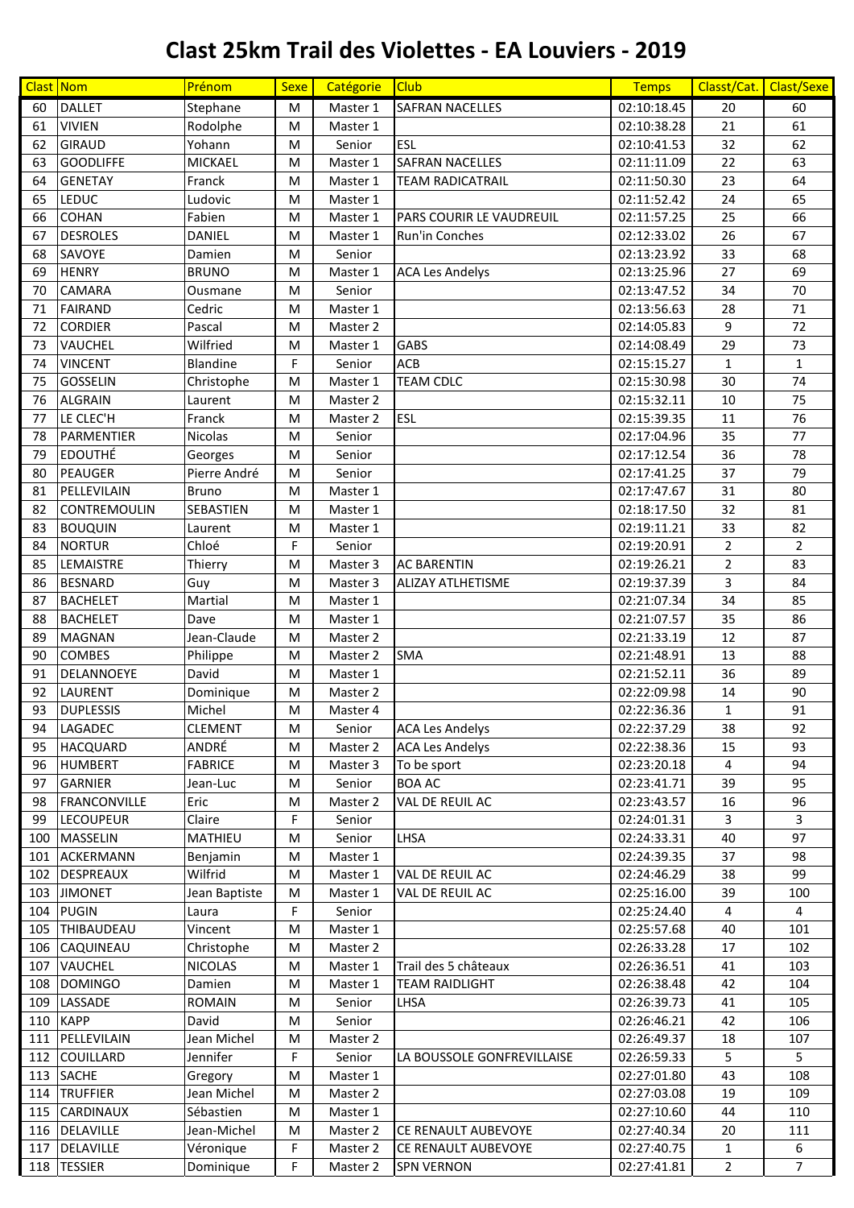# Clast 25km Trail des Violettes - EA Louviers - 2019

| Clast | Nom | Prénom | Sexe | Catégorie | Club | Temps | Classt/Cat. | Clast/Sexe |
|---|---|---|---|---|---|---|---|---|
| 60 | DALLET | Stephane | M | Master 1 | SAFRAN NACELLES | 02:10:18.45 | 20 | 60 |
| 61 | VIVIEN | Rodolphe | M | Master 1 | | 02:10:38.28 | 21 | 61 |
| 62 | GIRAUD | Yohann | M | Senior | ESL | 02:10:41.53 | 32 | 62 |
| 63 | GOODLIFFE | MICKAEL | M | Master 1 | SAFRAN NACELLES | 02:11:11.09 | 22 | 63 |
| 64 | GENETAY | Franck | M | Master 1 | TEAM RADICATRAIL | 02:11:50.30 | 23 | 64 |
| 65 | LEDUC | Ludovic | M | Master 1 | | 02:11:52.42 | 24 | 65 |
| 66 | COHAN | Fabien | M | Master 1 | PARS COURIR LE VAUDREUIL | 02:11:57.25 | 25 | 66 |
| 67 | DESROLES | DANIEL | M | Master 1 | Run'in Conches | 02:12:33.02 | 26 | 67 |
| 68 | SAVOYE | Damien | M | Senior | | 02:13:23.92 | 33 | 68 |
| 69 | HENRY | BRUNO | M | Master 1 | ACA Les Andelys | 02:13:25.96 | 27 | 69 |
| 70 | CAMARA | Ousmane | M | Senior | | 02:13:47.52 | 34 | 70 |
| 71 | FAIRAND | Cedric | M | Master 1 | | 02:13:56.63 | 28 | 71 |
| 72 | CORDIER | Pascal | M | Master 2 | | 02:14:05.83 | 9 | 72 |
| 73 | VAUCHEL | Wilfried | M | Master 1 | GABS | 02:14:08.49 | 29 | 73 |
| 74 | VINCENT | Blandine | F | Senior | ACB | 02:15:15.27 | 1 | 1 |
| 75 | GOSSELIN | Christophe | M | Master 1 | TEAM CDLC | 02:15:30.98 | 30 | 74 |
| 76 | ALGRAIN | Laurent | M | Master 2 | | 02:15:32.11 | 10 | 75 |
| 77 | LE CLEC'H | Franck | M | Master 2 | ESL | 02:15:39.35 | 11 | 76 |
| 78 | PARMENTIER | Nicolas | M | Senior | | 02:17:04.96 | 35 | 77 |
| 79 | EDOUTHÉ | Georges | M | Senior | | 02:17:12.54 | 36 | 78 |
| 80 | PEAUGER | Pierre André | M | Senior | | 02:17:41.25 | 37 | 79 |
| 81 | PELLEVILAIN | Bruno | M | Master 1 | | 02:17:47.67 | 31 | 80 |
| 82 | CONTREMOULIN | SEBASTIEN | M | Master 1 | | 02:18:17.50 | 32 | 81 |
| 83 | BOUQUIN | Laurent | M | Master 1 | | 02:19:11.21 | 33 | 82 |
| 84 | NORTUR | Chloé | F | Senior | | 02:19:20.91 | 2 | 2 |
| 85 | LEMAISTRE | Thierry | M | Master 3 | AC BARENTIN | 02:19:26.21 | 2 | 83 |
| 86 | BESNARD | Guy | M | Master 3 | ALIZAY ATLHETISME | 02:19:37.39 | 3 | 84 |
| 87 | BACHELET | Martial | M | Master 1 | | 02:21:07.34 | 34 | 85 |
| 88 | BACHELET | Dave | M | Master 1 | | 02:21:07.57 | 35 | 86 |
| 89 | MAGNAN | Jean-Claude | M | Master 2 | | 02:21:33.19 | 12 | 87 |
| 90 | COMBES | Philippe | M | Master 2 | SMA | 02:21:48.91 | 13 | 88 |
| 91 | DELANNOEYE | David | M | Master 1 | | 02:21:52.11 | 36 | 89 |
| 92 | LAURENT | Dominique | M | Master 2 | | 02:22:09.98 | 14 | 90 |
| 93 | DUPLESSIS | Michel | M | Master 4 | | 02:22:36.36 | 1 | 91 |
| 94 | LAGADEC | CLEMENT | M | Senior | ACA Les Andelys | 02:22:37.29 | 38 | 92 |
| 95 | HACQUARD | ANDRÉ | M | Master 2 | ACA Les Andelys | 02:22:38.36 | 15 | 93 |
| 96 | HUMBERT | FABRICE | M | Master 3 | To be sport | 02:23:20.18 | 4 | 94 |
| 97 | GARNIER | Jean-Luc | M | Senior | BOA AC | 02:23:41.71 | 39 | 95 |
| 98 | FRANCONVILLE | Eric | M | Master 2 | VAL DE REUIL AC | 02:23:43.57 | 16 | 96 |
| 99 | LECOUPEUR | Claire | F | Senior | | 02:24:01.31 | 3 | 3 |
| 100 | MASSELIN | MATHIEU | M | Senior | LHSA | 02:24:33.31 | 40 | 97 |
| 101 | ACKERMANN | Benjamin | M | Master 1 | | 02:24:39.35 | 37 | 98 |
| 102 | DESPREAUX | Wilfrid | M | Master 1 | VAL DE REUIL AC | 02:24:46.29 | 38 | 99 |
| 103 | JIMONET | Jean Baptiste | M | Master 1 | VAL DE REUIL AC | 02:25:16.00 | 39 | 100 |
| 104 | PUGIN | Laura | F | Senior | | 02:25:24.40 | 4 | 4 |
| 105 | THIBAUDEAU | Vincent | M | Master 1 | | 02:25:57.68 | 40 | 101 |
| 106 | CAQUINEAU | Christophe | M | Master 2 | | 02:26:33.28 | 17 | 102 |
| 107 | VAUCHEL | NICOLAS | M | Master 1 | Trail des 5 châteaux | 02:26:36.51 | 41 | 103 |
| 108 | DOMINGO | Damien | M | Master 1 | TEAM RAIDLIGHT | 02:26:38.48 | 42 | 104 |
| 109 | LASSADE | ROMAIN | M | Senior | LHSA | 02:26:39.73 | 41 | 105 |
| 110 | KAPP | David | M | Senior | | 02:26:46.21 | 42 | 106 |
| 111 | PELLEVILAIN | Jean Michel | M | Master 2 | | 02:26:49.37 | 18 | 107 |
| 112 | COUILLARD | Jennifer | F | Senior | LA BOUSSOLE GONFREVILLAISE | 02:26:59.33 | 5 | 5 |
| 113 | SACHE | Gregory | M | Master 1 | | 02:27:01.80 | 43 | 108 |
| 114 | TRUFFIER | Jean Michel | M | Master 2 | | 02:27:03.08 | 19 | 109 |
| 115 | CARDINAUX | Sébastien | M | Master 1 | | 02:27:10.60 | 44 | 110 |
| 116 | DELAVILLE | Jean-Michel | M | Master 2 | CE RENAULT AUBEVOYE | 02:27:40.34 | 20 | 111 |
| 117 | DELAVILLE | Véronique | F | Master 2 | CE RENAULT AUBEVOYE | 02:27:40.75 | 1 | 6 |
| 118 | TESSIER | Dominique | F | Master 2 | SPN VERNON | 02:27:41.81 | 2 | 7 |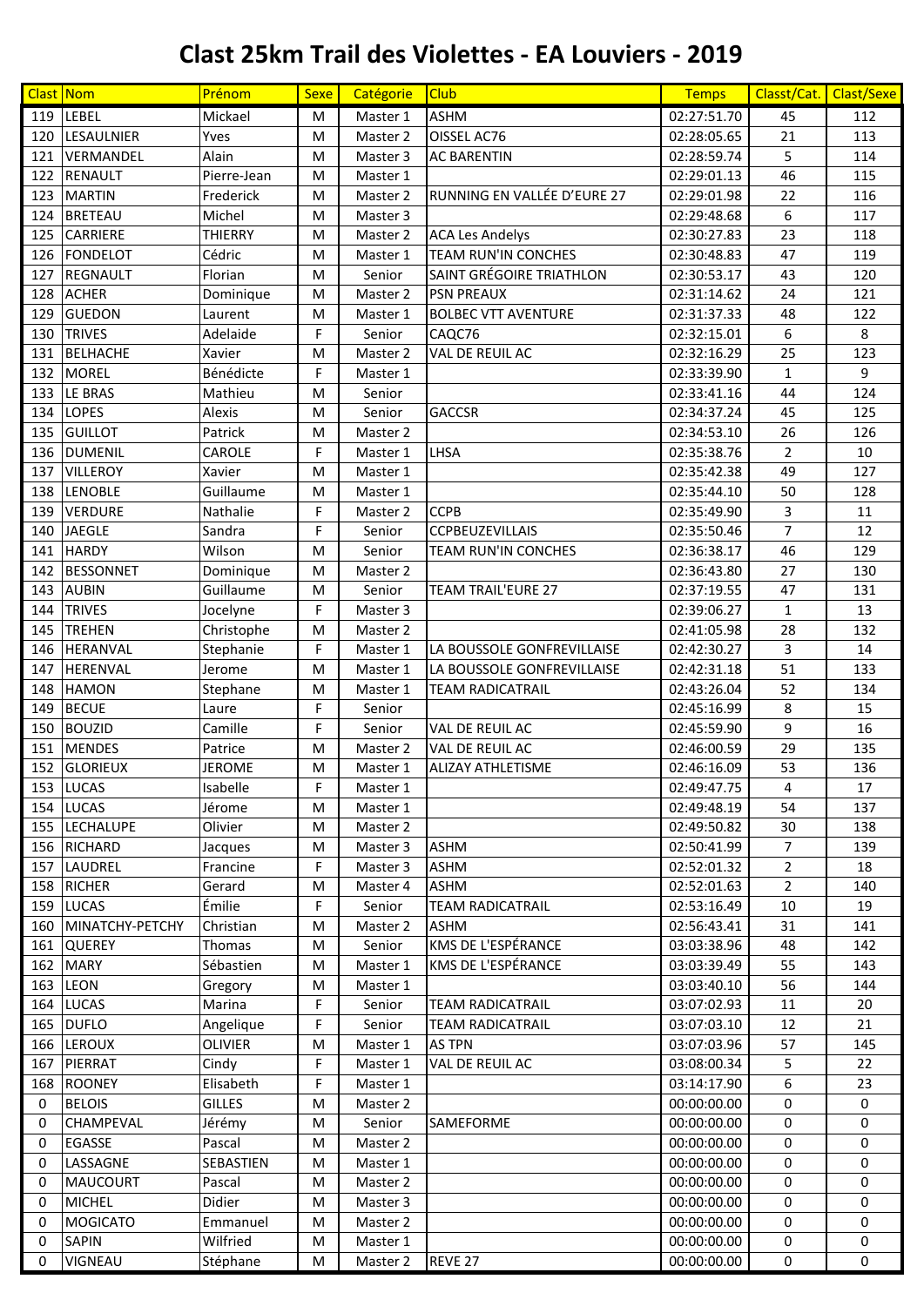# Clast 25km Trail des Violettes - EA Louviers - 2019

| Clast | Nom | Prénom | Sexe | Catégorie | Club | Temps | Classt/Cat. | Clast/Sexe |
|---|---|---|---|---|---|---|---|---|
| 119 | LEBEL | Mickael | M | Master 1 | ASHM | 02:27:51.70 | 45 | 112 |
| 120 | LESAULNIER | Yves | M | Master 2 | OISSEL AC76 | 02:28:05.65 | 21 | 113 |
| 121 | VERMANDEL | Alain | M | Master 3 | AC BARENTIN | 02:28:59.74 | 5 | 114 |
| 122 | RENAULT | Pierre-Jean | M | Master 1 | | 02:29:01.13 | 46 | 115 |
| 123 | MARTIN | Frederick | M | Master 2 | RUNNING EN VALLÉE D'EURE 27 | 02:29:01.98 | 22 | 116 |
| 124 | BRETEAU | Michel | M | Master 3 | | 02:29:48.68 | 6 | 117 |
| 125 | CARRIERE | THIERRY | M | Master 2 | ACA Les Andelys | 02:30:27.83 | 23 | 118 |
| 126 | FONDELOT | Cédric | M | Master 1 | TEAM RUN'IN CONCHES | 02:30:48.83 | 47 | 119 |
| 127 | REGNAULT | Florian | M | Senior | SAINT GRÉGOIRE TRIATHLON | 02:30:53.17 | 43 | 120 |
| 128 | ACHER | Dominique | M | Master 2 | PSN PREAUX | 02:31:14.62 | 24 | 121 |
| 129 | GUEDON | Laurent | M | Master 1 | BOLBEC VTT AVENTURE | 02:31:37.33 | 48 | 122 |
| 130 | TRIVES | Adelaide | F | Senior | CAQC76 | 02:32:15.01 | 6 | 8 |
| 131 | BELHACHE | Xavier | M | Master 2 | VAL DE REUIL AC | 02:32:16.29 | 25 | 123 |
| 132 | MOREL | Bénédicte | F | Master 1 | | 02:33:39.90 | 1 | 9 |
| 133 | LE BRAS | Mathieu | M | Senior | | 02:33:41.16 | 44 | 124 |
| 134 | LOPES | Alexis | M | Senior | GACCSR | 02:34:37.24 | 45 | 125 |
| 135 | GUILLOT | Patrick | M | Master 2 | | 02:34:53.10 | 26 | 126 |
| 136 | DUMENIL | CAROLE | F | Master 1 | LHSA | 02:35:38.76 | 2 | 10 |
| 137 | VILLEROY | Xavier | M | Master 1 | | 02:35:42.38 | 49 | 127 |
| 138 | LENOBLE | Guillaume | M | Master 1 | | 02:35:44.10 | 50 | 128 |
| 139 | VERDURE | Nathalie | F | Master 2 | CCPB | 02:35:49.90 | 3 | 11 |
| 140 | JAEGLE | Sandra | F | Senior | CCPBEUZEVILLAIS | 02:35:50.46 | 7 | 12 |
| 141 | HARDY | Wilson | M | Senior | TEAM RUN'IN CONCHES | 02:36:38.17 | 46 | 129 |
| 142 | BESSONNET | Dominique | M | Master 2 | | 02:36:43.80 | 27 | 130 |
| 143 | AUBIN | Guillaume | M | Senior | TEAM TRAIL'EURE 27 | 02:37:19.55 | 47 | 131 |
| 144 | TRIVES | Jocelyne | F | Master 3 | | 02:39:06.27 | 1 | 13 |
| 145 | TREHEN | Christophe | M | Master 2 | | 02:41:05.98 | 28 | 132 |
| 146 | HERANVAL | Stephanie | F | Master 1 | LA BOUSSOLE GONFREVILLAISE | 02:42:30.27 | 3 | 14 |
| 147 | HERENVAL | Jerome | M | Master 1 | LA BOUSSOLE GONFREVILLAISE | 02:42:31.18 | 51 | 133 |
| 148 | HAMON | Stephane | M | Master 1 | TEAM RADICATRAIL | 02:43:26.04 | 52 | 134 |
| 149 | BECUE | Laure | F | Senior | | 02:45:16.99 | 8 | 15 |
| 150 | BOUZID | Camille | F | Senior | VAL DE REUIL AC | 02:45:59.90 | 9 | 16 |
| 151 | MENDES | Patrice | M | Master 2 | VAL DE REUIL AC | 02:46:00.59 | 29 | 135 |
| 152 | GLORIEUX | JEROME | M | Master 1 | ALIZAY ATHLETISME | 02:46:16.09 | 53 | 136 |
| 153 | LUCAS | Isabelle | F | Master 1 | | 02:49:47.75 | 4 | 17 |
| 154 | LUCAS | Jérome | M | Master 1 | | 02:49:48.19 | 54 | 137 |
| 155 | LECHALUPE | Olivier | M | Master 2 | | 02:49:50.82 | 30 | 138 |
| 156 | RICHARD | Jacques | M | Master 3 | ASHM | 02:50:41.99 | 7 | 139 |
| 157 | LAUDREL | Francine | F | Master 3 | ASHM | 02:52:01.32 | 2 | 18 |
| 158 | RICHER | Gerard | M | Master 4 | ASHM | 02:52:01.63 | 2 | 140 |
| 159 | LUCAS | Émilie | F | Senior | TEAM RADICATRAIL | 02:53:16.49 | 10 | 19 |
| 160 | MINATCHY-PETCHY | Christian | M | Master 2 | ASHM | 02:56:43.41 | 31 | 141 |
| 161 | QUEREY | Thomas | M | Senior | KMS DE L'ESPÉRANCE | 03:03:38.96 | 48 | 142 |
| 162 | MARY | Sébastien | M | Master 1 | KMS DE L'ESPÉRANCE | 03:03:39.49 | 55 | 143 |
| 163 | LEON | Gregory | M | Master 1 | | 03:03:40.10 | 56 | 144 |
| 164 | LUCAS | Marina | F | Senior | TEAM RADICATRAIL | 03:07:02.93 | 11 | 20 |
| 165 | DUFLO | Angelique | F | Senior | TEAM RADICATRAIL | 03:07:03.10 | 12 | 21 |
| 166 | LEROUX | OLIVIER | M | Master 1 | AS TPN | 03:07:03.96 | 57 | 145 |
| 167 | PIERRAT | Cindy | F | Master 1 | VAL DE REUIL AC | 03:08:00.34 | 5 | 22 |
| 168 | ROONEY | Elisabeth | F | Master 1 | | 03:14:17.90 | 6 | 23 |
| 0 | BELOIS | GILLES | M | Master 2 | | 00:00:00.00 | 0 | 0 |
| 0 | CHAMPEVAL | Jérémy | M | Senior | SAMEFORME | 00:00:00.00 | 0 | 0 |
| 0 | EGASSE | Pascal | M | Master 2 | | 00:00:00.00 | 0 | 0 |
| 0 | LASSAGNE | SEBASTIEN | M | Master 1 | | 00:00:00.00 | 0 | 0 |
| 0 | MAUCOURT | Pascal | M | Master 2 | | 00:00:00.00 | 0 | 0 |
| 0 | MICHEL | Didier | M | Master 3 | | 00:00:00.00 | 0 | 0 |
| 0 | MOGICATO | Emmanuel | M | Master 2 | | 00:00:00.00 | 0 | 0 |
| 0 | SAPIN | Wilfried | M | Master 1 | | 00:00:00.00 | 0 | 0 |
| 0 | VIGNEAU | Stéphane | M | Master 2 | REVE 27 | 00:00:00.00 | 0 | 0 |